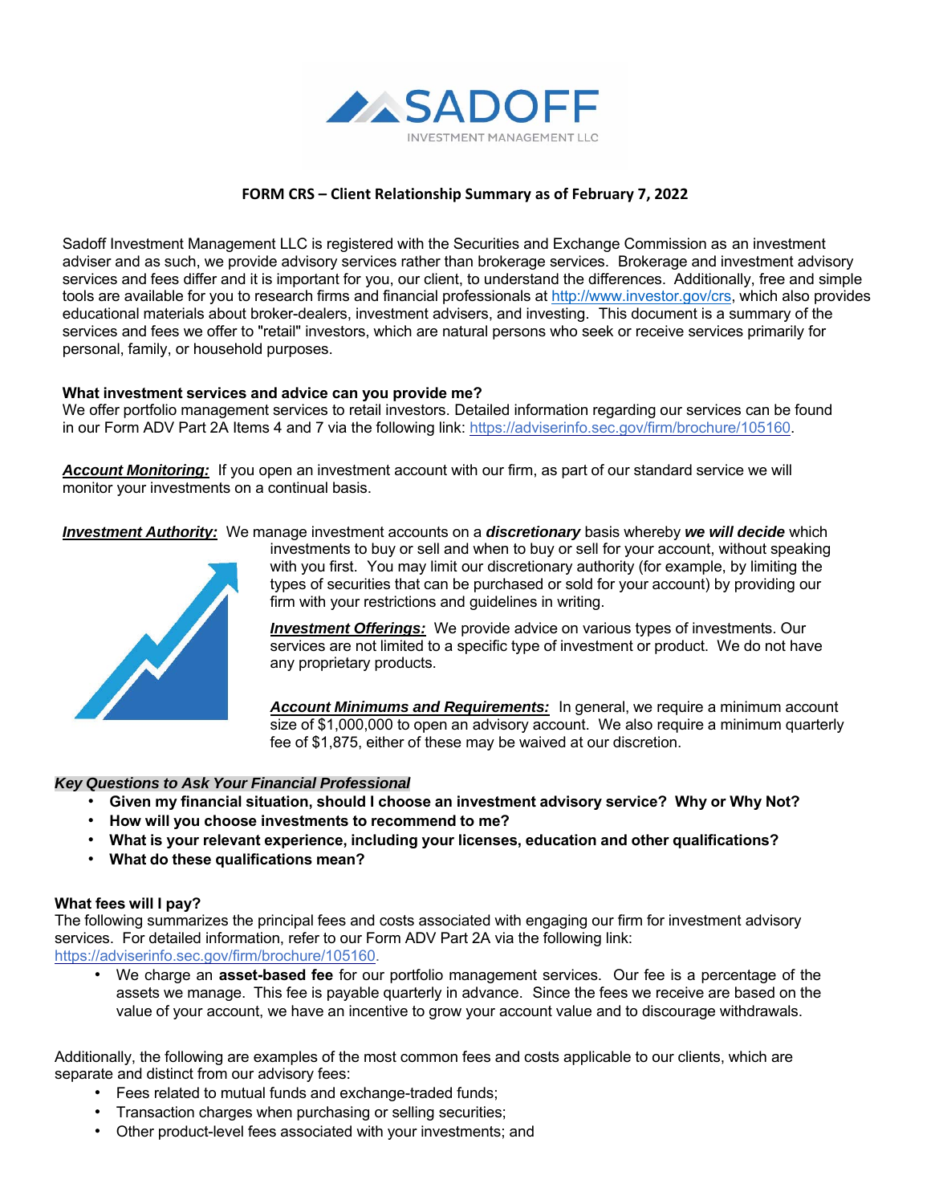SADOFF

INVESTMENT MANAGEMENT LLC

# FORM CRS – Client Relationship Summary as of February 7, 2022

Sadoff Investment Management LLC is registered with the Securities and Exchange Commission as an investment adviser and as such, we provide advisory services rather than brokerage services. Brokerage and investment advisory services and fees differ and it is important for you, our client, to understand the differences. Additionally, free and simple tools are available for you to research firms and financial professionals at http://www.investor.gov/crs, which also provides educational materials about broker-dealers, investment advisers, and investing. This document is a summary of the services and fees we offer to "retail" investors, which are natural persons who seek or receive services primarily for personal, family, or household purposes.

## What investment services and advice can you provide me?

We offer portfolio management services to retail investors. Detailed information regarding our services can be found in our Form ADV Part 2A Items 4 and 7 via the following link: https://adviserinfo.sec.gov/firm/brochure/105160.

***Account Monitoring:*** If you open an investment account with our firm, as part of our standard service we will monitor your investments on a continual basis.

***Investment Authority:*** We manage investment accounts on a ***discretionary*** basis whereby ***we will decide*** which investments to buy or sell and when to buy or sell for your account, without speaking with you first. You may limit our discretionary authority (for example, by limiting the types of securities that can be purchased or sold for your account) by providing our firm with your restrictions and guidelines in writing.

***Investment Offerings:*** We provide advice on various types of investments. Our services are not limited to a specific type of investment or product. We do not have any proprietary products.

***Account Minimums and Requirements:*** In general, we require a minimum account size of $1,000,000 to open an advisory account. We also require a minimum quarterly fee of $1,875, either of these may be waived at our discretion.

***Key Questions to Ask Your Financial Professional***

- **Given my financial situation, should I choose an investment advisory service? Why or Why Not?**
- **How will you choose investments to recommend to me?**
- **What is your relevant experience, including your licenses, education and other qualifications?**
- **What do these qualifications mean?**

## What fees will I pay?

The following summarizes the principal fees and costs associated with engaging our firm for investment advisory services. For detailed information, refer to our Form ADV Part 2A via the following link: https://adviserinfo.sec.gov/firm/brochure/105160.

- We charge an **asset-based fee** for our portfolio management services. Our fee is a percentage of the assets we manage. This fee is payable quarterly in advance. Since the fees we receive are based on the value of your account, we have an incentive to grow your account value and to discourage withdrawals.

Additionally, the following are examples of the most common fees and costs applicable to our clients, which are separate and distinct from our advisory fees:

- Fees related to mutual funds and exchange-traded funds;
- Transaction charges when purchasing or selling securities;
- Other product-level fees associated with your investments; and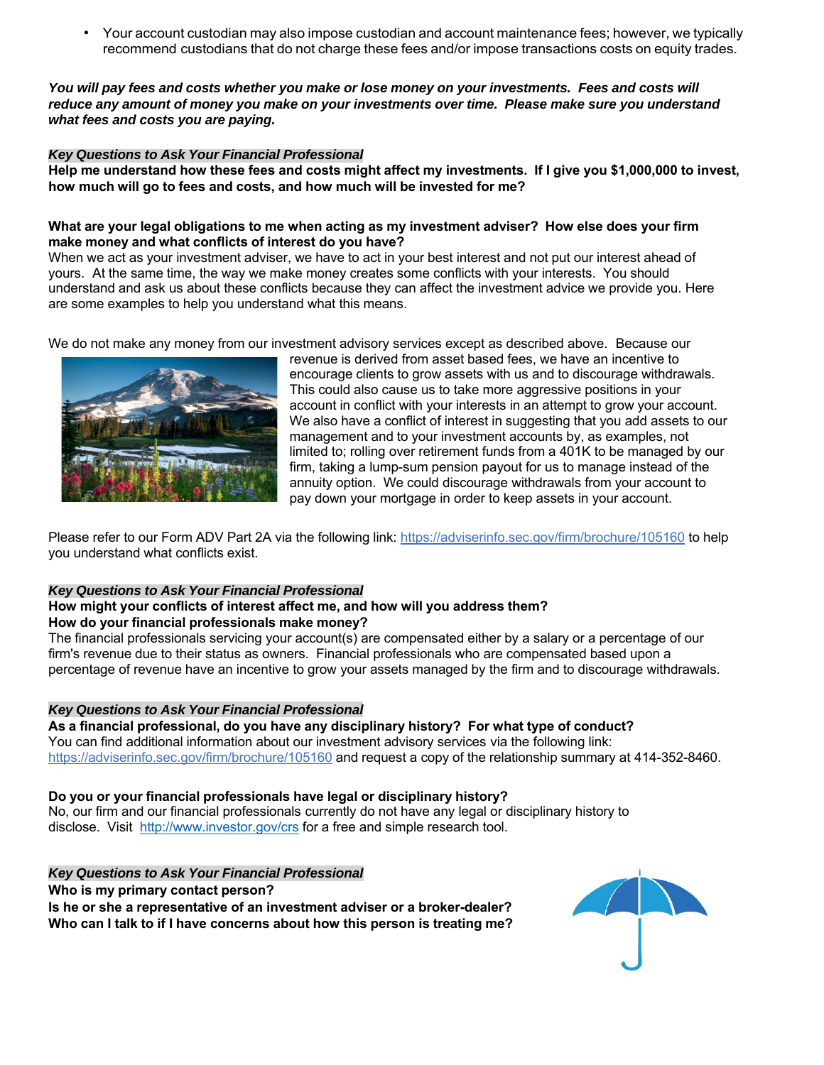- Your account custodian may also impose custodian and account maintenance fees; however, we typically recommend custodians that do not charge these fees and/or impose transactions costs on equity trades.

***You will pay fees and costs whether you make or lose money on your investments. Fees and costs will reduce any amount of money you make on your investments over time. Please make sure you understand what fees and costs you are paying.***

***Key Questions to Ask Your Financial Professional***

**Help me understand how these fees and costs might affect my investments. If I give you $1,000,000 to invest, how much will go to fees and costs, and how much will be invested for me?**

**What are your legal obligations to me when acting as my investment adviser? How else does your firm make money and what conflicts of interest do you have?**

When we act as your investment adviser, we have to act in your best interest and not put our interest ahead of yours. At the same time, the way we make money creates some conflicts with your interests. You should understand and ask us about these conflicts because they can affect the investment advice we provide you. Here are some examples to help you understand what this means.

We do not make any money from our investment advisory services except as described above. Because our revenue is derived from asset based fees, we have an incentive to encourage clients to grow assets with us and to discourage withdrawals. This could also cause us to take more aggressive positions in your account in conflict with your interests in an attempt to grow your account. We also have a conflict of interest in suggesting that you add assets to our management and to your investment accounts by, as examples, not limited to; rolling over retirement funds from a 401K to be managed by our firm, taking a lump-sum pension payout for us to manage instead of the annuity option. We could discourage withdrawals from your account to pay down your mortgage in order to keep assets in your account.

Please refer to our Form ADV Part 2A via the following link: https://adviserinfo.sec.gov/firm/brochure/105160 to help you understand what conflicts exist.

***Key Questions to Ask Your Financial Professional***

**How might your conflicts of interest affect me, and how will you address them?**

**How do your financial professionals make money?**

The financial professionals servicing your account(s) are compensated either by a salary or a percentage of our firm's revenue due to their status as owners. Financial professionals who are compensated based upon a percentage of revenue have an incentive to grow your assets managed by the firm and to discourage withdrawals.

***Key Questions to Ask Your Financial Professional***

**As a financial professional, do you have any disciplinary history? For what type of conduct?**

You can find additional information about our investment advisory services via the following link: https://adviserinfo.sec.gov/firm/brochure/105160 and request a copy of the relationship summary at 414-352-8460.

**Do you or your financial professionals have legal or disciplinary history?**

No, our firm and our financial professionals currently do not have any legal or disciplinary history to disclose. Visit http://www.investor.gov/crs for a free and simple research tool.

***Key Questions to Ask Your Financial Professional***

**Who is my primary contact person?**

**Is he or she a representative of an investment adviser or a broker-dealer?**

**Who can I talk to if I have concerns about how this person is treating me?**